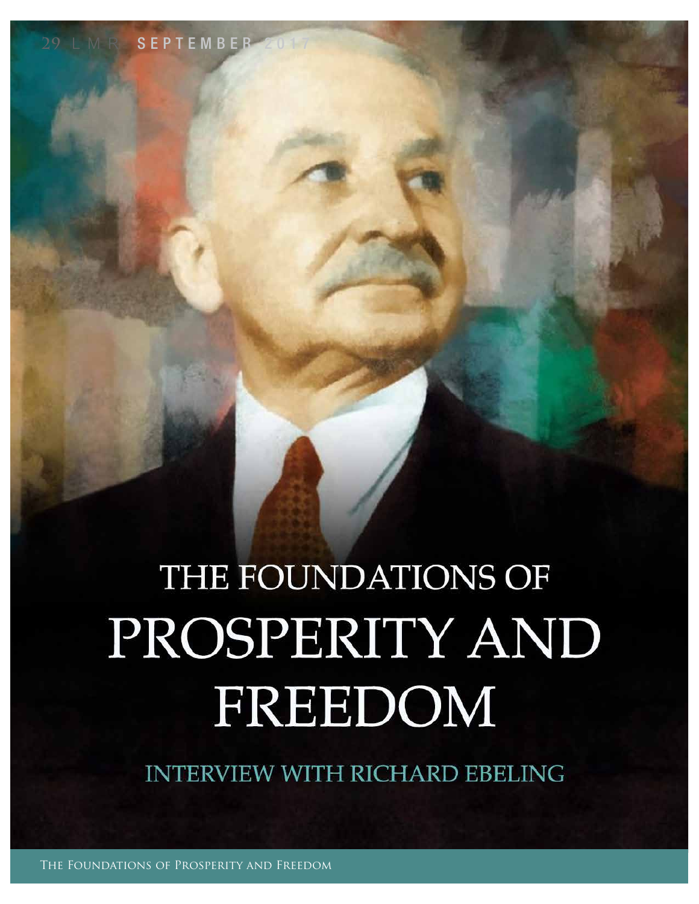# THE FOUNDATIONS OF PROSPERITY AND FREEDOM

## INTERVIEW WITH RICHARD EBELING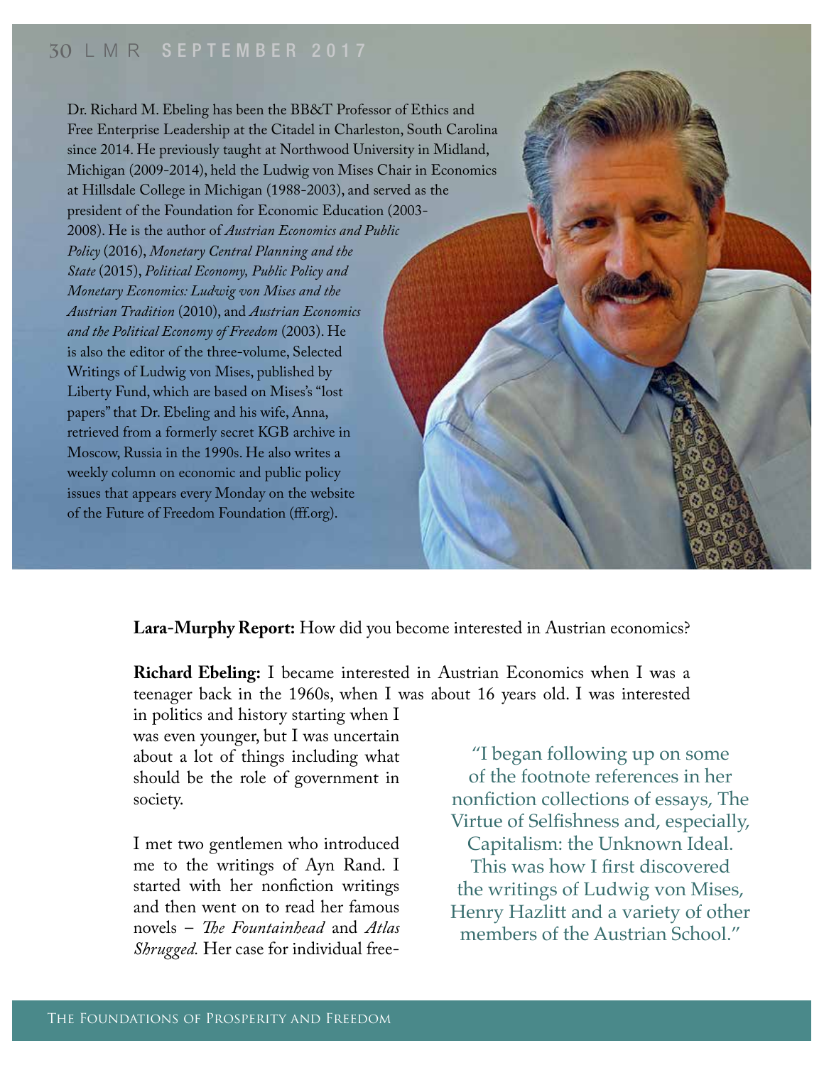Dr. Richard M. Ebeling has been the BB&T Professor of Ethics and Free Enterprise Leadership at the Citadel in Charleston, South Carolina since 2014. He previously taught at Northwood University in Midland, Michigan (2009-2014), held the Ludwig von Mises Chair in Economics at Hillsdale College in Michigan (1988-2003), and served as the president of the Foundation for Economic Education (2003-2008). He is the author of *Austrian Economics and Public Policy* (2016), *Monetary Central Planning and the State* (2015), *Political Economy, Public Policy and Monetary Economics: Ludwig von Mises and the Austrian Tradition* (2010), and *Austrian Economics and the Political Economy of Freedom* (2003). He is also the editor of the three-volume, Selected Writings of Ludwig von Mises, published by Liberty Fund, which are based on Mises's "lost papers" that Dr. Ebeling and his wife, Anna, retrieved from a formerly secret KGB archive in Moscow, Russia in the 1990s. He also writes a weekly column on economic and public policy issues that appears every Monday on the website of the Future of Freedom Foundation (fff.org).

**Lara-Murphy Report:** How did you become interested in Austrian economics?

**Richard Ebeling:** I became interested in Austrian Economics when I was a teenager back in the 1960s, when I was about 16 years old. I was interested in politics and history starting when I was even younger, but I was uncertain about a lot of things including what should be the role of government in society.

I met two gentlemen who introduced me to the writings of Ayn Rand. I started with her nonfiction writings and then went on to read her famous novels – *The Fountainhead* and *Atlas Shrugged.* Her case for individual free-

> "I began following up on some of the footnote references in her nonfiction collections of essays, The Virtue of Selfishness and, especially, Capitalism: the Unknown Ideal. This was how I first discovered the writings of Ludwig von Mises, Henry Hazlitt and a variety of other members of the Austrian School."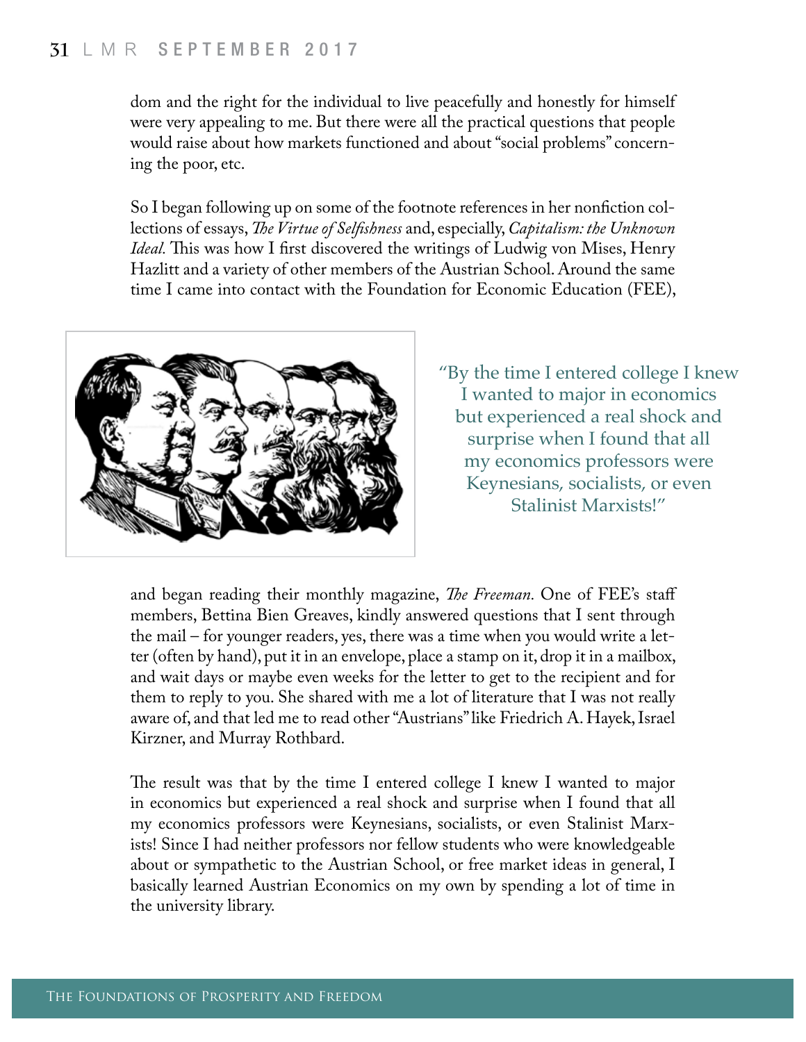dom and the right for the individual to live peacefully and honestly for himself were very appealing to me. But there were all the practical questions that people would raise about how markets functioned and about "social problems" concerning the poor, etc.

So I began following up on some of the footnote references in her nonfiction collections of essays, *The Virtue of Selfishness* and, especially, *Capitalism: the Unknown Ideal.* This was how I first discovered the writings of Ludwig von Mises, Henry Hazlitt and a variety of other members of the Austrian School. Around the same time I came into contact with the Foundation for Economic Education (FEE),

> "By the time I entered college I knew I wanted to major in economics but experienced a real shock and surprise when I found that all my economics professors were Keynesians, socialists, or even Stalinist Marxists!"

and began reading their monthly magazine, *The Freeman.* One of FEE's staff members, Bettina Bien Greaves, kindly answered questions that I sent through the mail – for younger readers, yes, there was a time when you would write a letter (often by hand), put it in an envelope, place a stamp on it, drop it in a mailbox, and wait days or maybe even weeks for the letter to get to the recipient and for them to reply to you. She shared with me a lot of literature that I was not really aware of, and that led me to read other "Austrians" like Friedrich A. Hayek, Israel Kirzner, and Murray Rothbard.

The result was that by the time I entered college I knew I wanted to major in economics but experienced a real shock and surprise when I found that all my economics professors were Keynesians, socialists, or even Stalinist Marxists! Since I had neither professors nor fellow students who were knowledgeable about or sympathetic to the Austrian School, or free market ideas in general, I basically learned Austrian Economics on my own by spending a lot of time in the university library.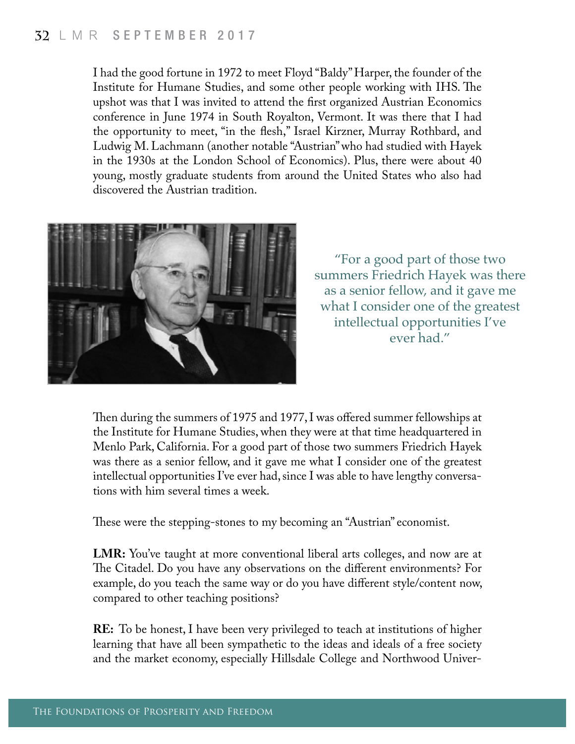I had the good fortune in 1972 to meet Floyd "Baldy" Harper, the founder of the Institute for Humane Studies, and some other people working with IHS. The upshot was that I was invited to attend the first organized Austrian Economics conference in June 1974 in South Royalton, Vermont. It was there that I had the opportunity to meet, "in the flesh," Israel Kirzner, Murray Rothbard, and Ludwig M. Lachmann (another notable "Austrian" who had studied with Hayek in the 1930s at the London School of Economics). Plus, there were about 40 young, mostly graduate students from around the United States who also had discovered the Austrian tradition.

> "For a good part of those two summers Friedrich Hayek was there as a senior fellow, and it gave me what I consider one of the greatest intellectual opportunities I've ever had."

Then during the summers of 1975 and 1977, I was offered summer fellowships at the Institute for Humane Studies, when they were at that time headquartered in Menlo Park, California. For a good part of those two summers Friedrich Hayek was there as a senior fellow, and it gave me what I consider one of the greatest intellectual opportunities I've ever had, since I was able to have lengthy conversations with him several times a week.

These were the stepping-stones to my becoming an "Austrian" economist.

**LMR:** You've taught at more conventional liberal arts colleges, and now are at The Citadel. Do you have any observations on the different environments? For example, do you teach the same way or do you have different style/content now, compared to other teaching positions?

**RE:** To be honest, I have been very privileged to teach at institutions of higher learning that have all been sympathetic to the ideas and ideals of a free society and the market economy, especially Hillsdale College and Northwood Univer-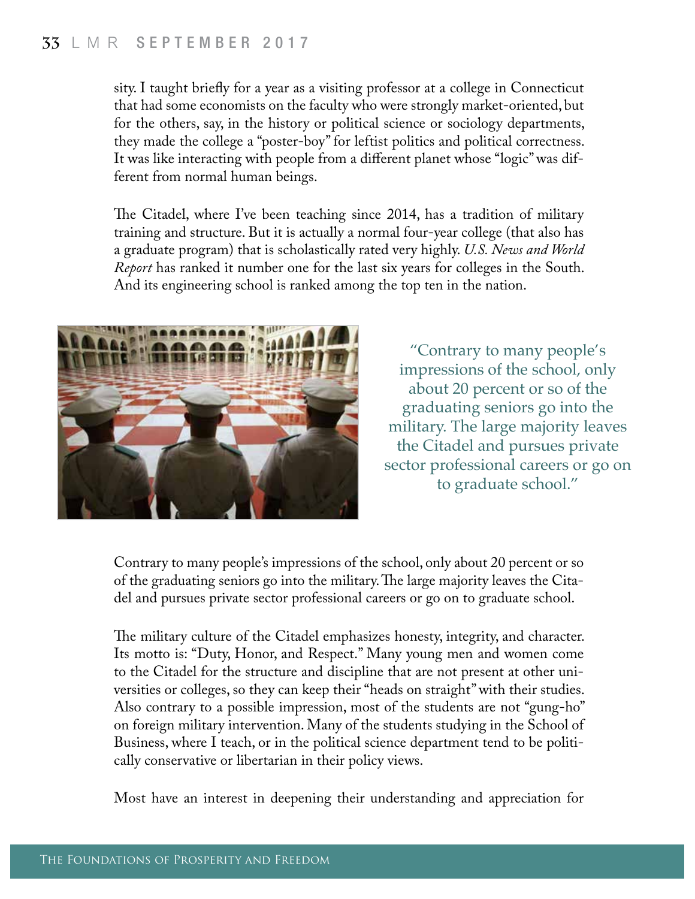sity. I taught briefly for a year as a visiting professor at a college in Connecticut that had some economists on the faculty who were strongly market-oriented, but for the others, say, in the history or political science or sociology departments, they made the college a "poster-boy" for leftist politics and political correctness. It was like interacting with people from a different planet whose "logic" was different from normal human beings.

The Citadel, where I've been teaching since 2014, has a tradition of military training and structure. But it is actually a normal four-year college (that also has a graduate program) that is scholastically rated very highly. *U.S. News and World Report* has ranked it number one for the last six years for colleges in the South. And its engineering school is ranked among the top ten in the nation.

> "Contrary to many people's impressions of the school, only about 20 percent or so of the graduating seniors go into the military. The large majority leaves the Citadel and pursues private sector professional careers or go on to graduate school."

Contrary to many people's impressions of the school, only about 20 percent or so of the graduating seniors go into the military. The large majority leaves the Citadel and pursues private sector professional careers or go on to graduate school.

The military culture of the Citadel emphasizes honesty, integrity, and character. Its motto is: "Duty, Honor, and Respect." Many young men and women come to the Citadel for the structure and discipline that are not present at other universities or colleges, so they can keep their "heads on straight" with their studies. Also contrary to a possible impression, most of the students are not "gung-ho" on foreign military intervention. Many of the students studying in the School of Business, where I teach, or in the political science department tend to be politically conservative or libertarian in their policy views.

Most have an interest in deepening their understanding and appreciation for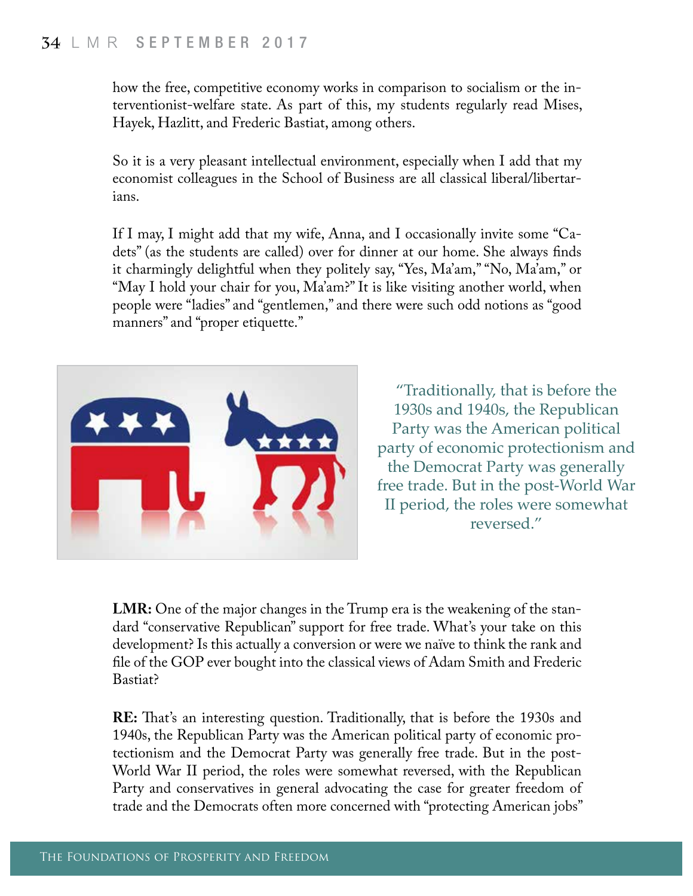how the free, competitive economy works in comparison to socialism or the interventionist-welfare state. As part of this, my students regularly read Mises, Hayek, Hazlitt, and Frederic Bastiat, among others.

So it is a very pleasant intellectual environment, especially when I add that my economist colleagues in the School of Business are all classical liberal/libertarians.

If I may, I might add that my wife, Anna, and I occasionally invite some "Cadets" (as the students are called) over for dinner at our home. She always finds it charmingly delightful when they politely say, "Yes, Ma'am," "No, Ma'am," or "May I hold your chair for you, Ma'am?" It is like visiting another world, when people were "ladies" and "gentlemen," and there were such odd notions as "good manners" and "proper etiquette."

> "Traditionally, that is before the 1930s and 1940s, the Republican Party was the American political party of economic protectionism and the Democrat Party was generally free trade. But in the post-World War II period, the roles were somewhat reversed."

**LMR:** One of the major changes in the Trump era is the weakening of the standard "conservative Republican" support for free trade. What's your take on this development? Is this actually a conversion or were we naïve to think the rank and file of the GOP ever bought into the classical views of Adam Smith and Frederic Bastiat?

**RE:** That's an interesting question. Traditionally, that is before the 1930s and 1940s, the Republican Party was the American political party of economic protectionism and the Democrat Party was generally free trade. But in the post-World War II period, the roles were somewhat reversed, with the Republican Party and conservatives in general advocating the case for greater freedom of trade and the Democrats often more concerned with "protecting American jobs"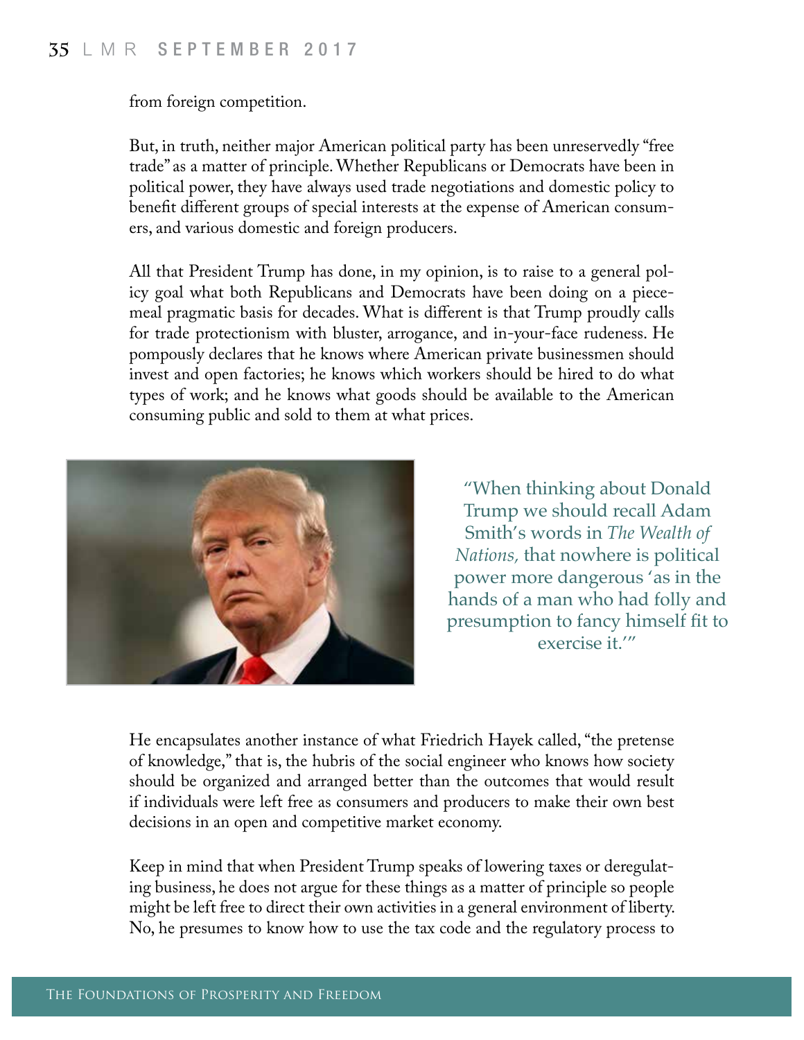from foreign competition.

But, in truth, neither major American political party has been unreservedly "free trade" as a matter of principle. Whether Republicans or Democrats have been in political power, they have always used trade negotiations and domestic policy to benefit different groups of special interests at the expense of American consumers, and various domestic and foreign producers.

All that President Trump has done, in my opinion, is to raise to a general policy goal what both Republicans and Democrats have been doing on a piecemeal pragmatic basis for decades. What is different is that Trump proudly calls for trade protectionism with bluster, arrogance, and in-your-face rudeness. He pompously declares that he knows where American private businessmen should invest and open factories; he knows which workers should be hired to do what types of work; and he knows what goods should be available to the American consuming public and sold to them at what prices.

"When thinking about Donald Trump we should recall Adam Smith's words in *The Wealth of Nations,* that nowhere is political power more dangerous 'as in the hands of a man who had folly and presumption to fancy himself fit to exercise it.'"

He encapsulates another instance of what Friedrich Hayek called, "the pretense of knowledge," that is, the hubris of the social engineer who knows how society should be organized and arranged better than the outcomes that would result if individuals were left free as consumers and producers to make their own best decisions in an open and competitive market economy.

Keep in mind that when President Trump speaks of lowering taxes or deregulating business, he does not argue for these things as a matter of principle so people might be left free to direct their own activities in a general environment of liberty. No, he presumes to know how to use the tax code and the regulatory process to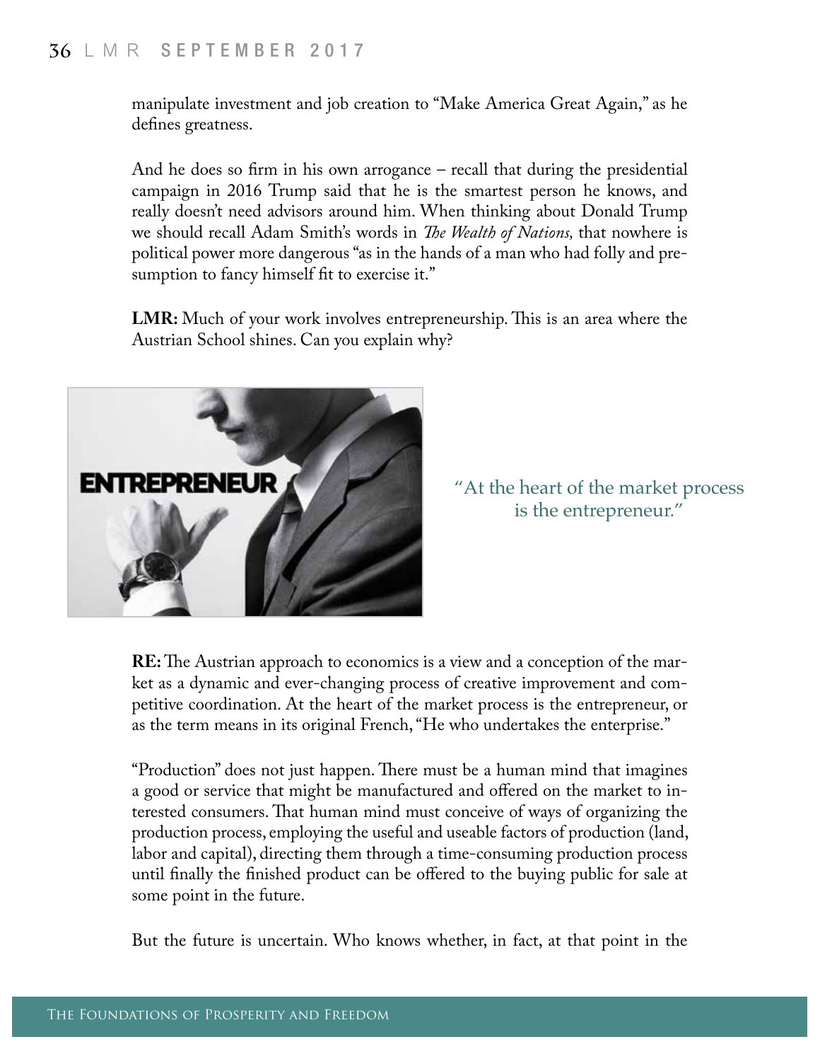manipulate investment and job creation to "Make America Great Again," as he defines greatness.

And he does so firm in his own arrogance – recall that during the presidential campaign in 2016 Trump said that he is the smartest person he knows, and really doesn't need advisors around him. When thinking about Donald Trump we should recall Adam Smith's words in *The Wealth of Nations,* that nowhere is political power more dangerous "as in the hands of a man who had folly and presumption to fancy himself fit to exercise it."

**LMR:** Much of your work involves entrepreneurship. This is an area where the Austrian School shines. Can you explain why?

"At the heart of the market process is the entrepreneur."

**RE:** The Austrian approach to economics is a view and a conception of the market as a dynamic and ever-changing process of creative improvement and competitive coordination. At the heart of the market process is the entrepreneur, or as the term means in its original French, "He who undertakes the enterprise."

"Production" does not just happen. There must be a human mind that imagines a good or service that might be manufactured and offered on the market to interested consumers. That human mind must conceive of ways of organizing the production process, employing the useful and useable factors of production (land, labor and capital), directing them through a time-consuming production process until finally the finished product can be offered to the buying public for sale at some point in the future.

But the future is uncertain. Who knows whether, in fact, at that point in the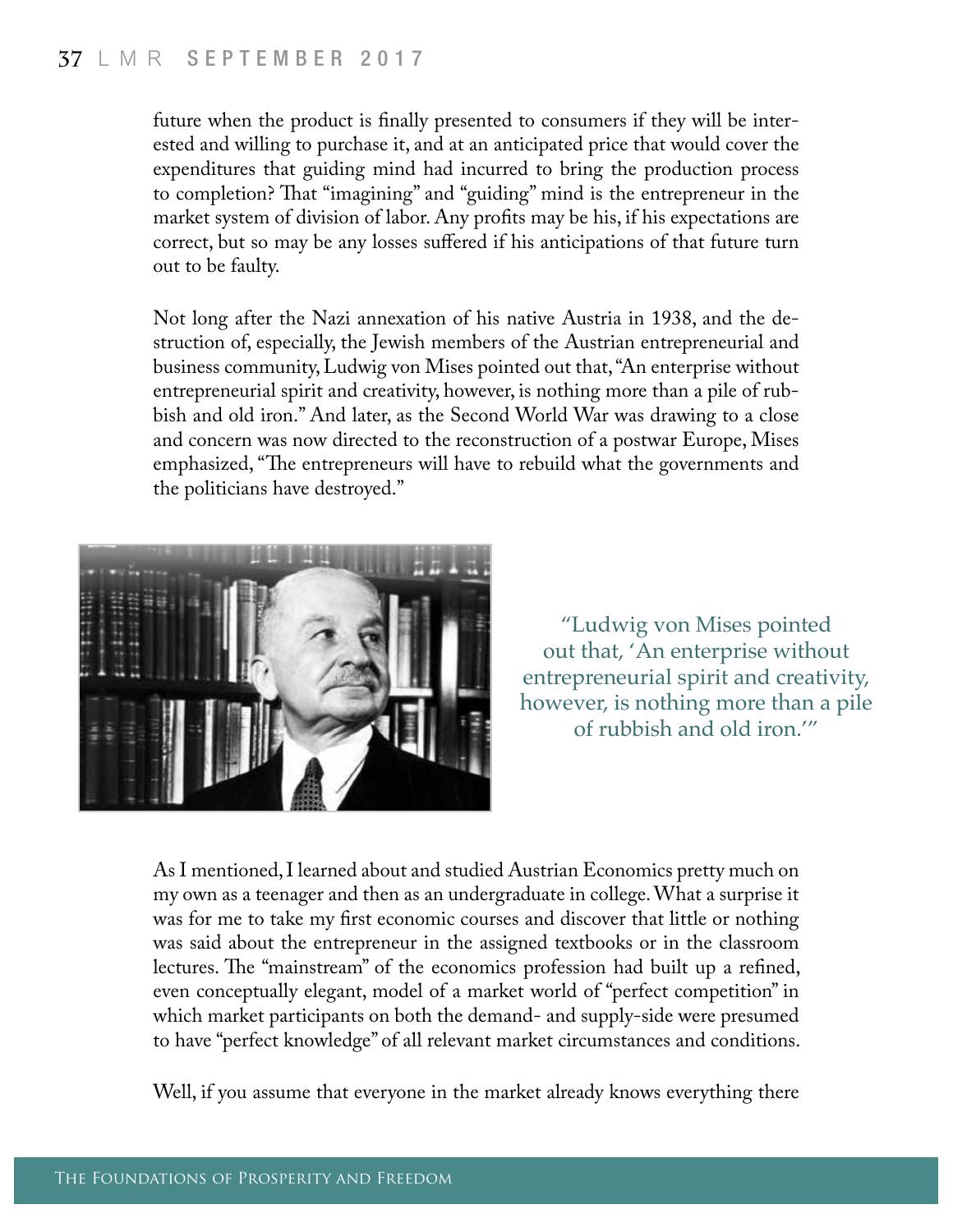future when the product is finally presented to consumers if they will be interested and willing to purchase it, and at an anticipated price that would cover the expenditures that guiding mind had incurred to bring the production process to completion? That "imagining" and "guiding" mind is the entrepreneur in the market system of division of labor. Any profits may be his, if his expectations are correct, but so may be any losses suffered if his anticipations of that future turn out to be faulty.

Not long after the Nazi annexation of his native Austria in 1938, and the destruction of, especially, the Jewish members of the Austrian entrepreneurial and business community, Ludwig von Mises pointed out that, "An enterprise without entrepreneurial spirit and creativity, however, is nothing more than a pile of rubbish and old iron." And later, as the Second World War was drawing to a close and concern was now directed to the reconstruction of a postwar Europe, Mises emphasized, "The entrepreneurs will have to rebuild what the governments and the politicians have destroyed."

"Ludwig von Mises pointed out that, 'An enterprise without entrepreneurial spirit and creativity, however, is nothing more than a pile of rubbish and old iron.'"

As I mentioned, I learned about and studied Austrian Economics pretty much on my own as a teenager and then as an undergraduate in college. What a surprise it was for me to take my first economic courses and discover that little or nothing was said about the entrepreneur in the assigned textbooks or in the classroom lectures. The "mainstream" of the economics profession had built up a refined, even conceptually elegant, model of a market world of "perfect competition" in which market participants on both the demand- and supply-side were presumed to have "perfect knowledge" of all relevant market circumstances and conditions.

Well, if you assume that everyone in the market already knows everything there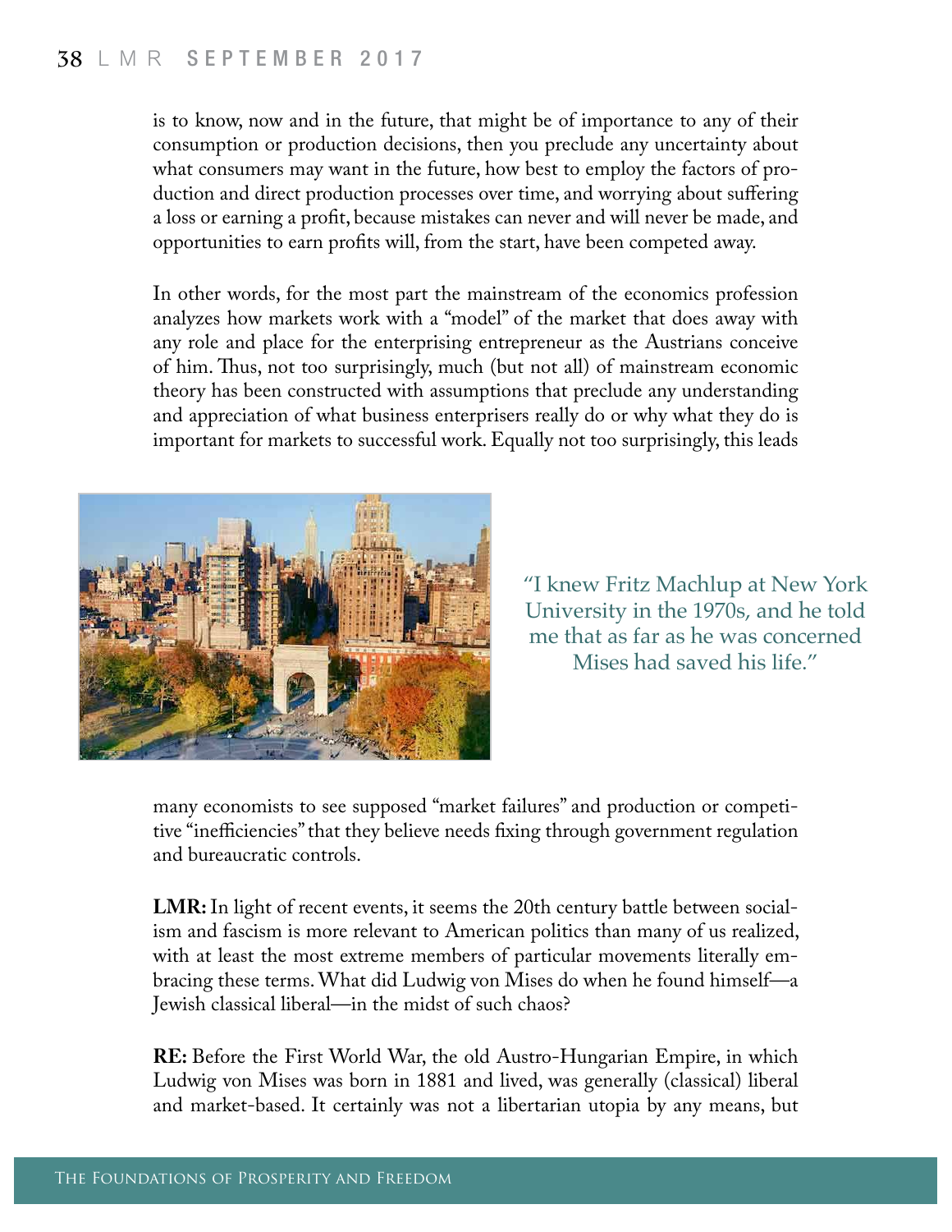is to know, now and in the future, that might be of importance to any of their consumption or production decisions, then you preclude any uncertainty about what consumers may want in the future, how best to employ the factors of production and direct production processes over time, and worrying about suffering a loss or earning a profit, because mistakes can never and will never be made, and opportunities to earn profits will, from the start, have been competed away.

In other words, for the most part the mainstream of the economics profession analyzes how markets work with a "model" of the market that does away with any role and place for the enterprising entrepreneur as the Austrians conceive of him. Thus, not too surprisingly, much (but not all) of mainstream economic theory has been constructed with assumptions that preclude any understanding and appreciation of what business enterprisers really do or why what they do is important for markets to successful work. Equally not too surprisingly, this leads many economists to see supposed "market failures" and production or competitive "inefficiencies" that they believe needs fixing through government regulation and bureaucratic controls.

"I knew Fritz Machlup at New York University in the 1970s, and he told me that as far as he was concerned Mises had saved his life."

**LMR:** In light of recent events, it seems the 20th century battle between socialism and fascism is more relevant to American politics than many of us realized, with at least the most extreme members of particular movements literally embracing these terms. What did Ludwig von Mises do when he found himself—a Jewish classical liberal—in the midst of such chaos?

**RE:** Before the First World War, the old Austro-Hungarian Empire, in which Ludwig von Mises was born in 1881 and lived, was generally (classical) liberal and market-based. It certainly was not a libertarian utopia by any means, but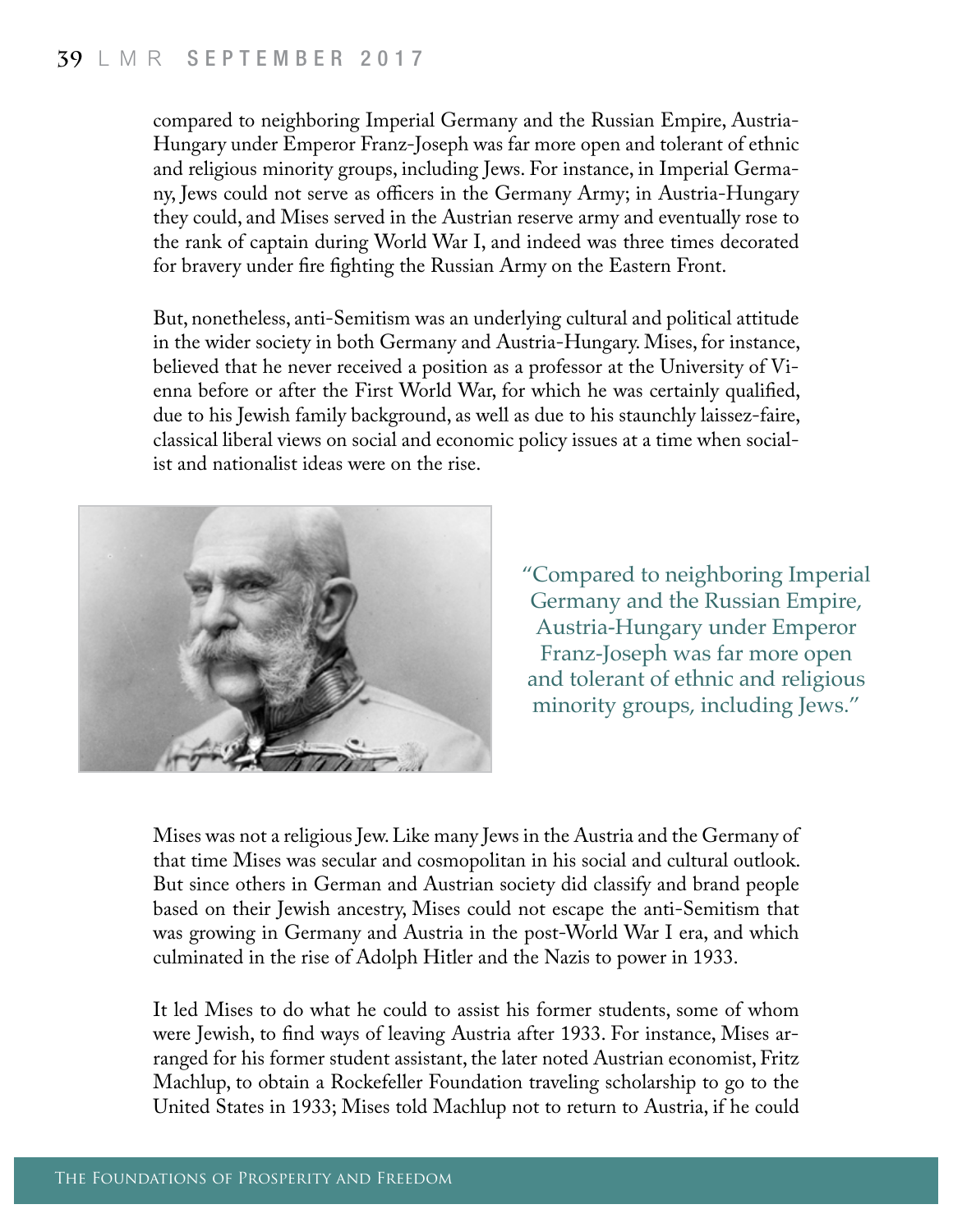compared to neighboring Imperial Germany and the Russian Empire, Austria-Hungary under Emperor Franz-Joseph was far more open and tolerant of ethnic and religious minority groups, including Jews. For instance, in Imperial Germany, Jews could not serve as officers in the Germany Army; in Austria-Hungary they could, and Mises served in the Austrian reserve army and eventually rose to the rank of captain during World War I, and indeed was three times decorated for bravery under fire fighting the Russian Army on the Eastern Front.

But, nonetheless, anti-Semitism was an underlying cultural and political attitude in the wider society in both Germany and Austria-Hungary. Mises, for instance, believed that he never received a position as a professor at the University of Vienna before or after the First World War, for which he was certainly qualified, due to his Jewish family background, as well as due to his staunchly laissez-faire, classical liberal views on social and economic policy issues at a time when socialist and nationalist ideas were on the rise.

> "Compared to neighboring Imperial Germany and the Russian Empire, Austria-Hungary under Emperor Franz-Joseph was far more open and tolerant of ethnic and religious minority groups, including Jews."

Mises was not a religious Jew. Like many Jews in the Austria and the Germany of that time Mises was secular and cosmopolitan in his social and cultural outlook. But since others in German and Austrian society did classify and brand people based on their Jewish ancestry, Mises could not escape the anti-Semitism that was growing in Germany and Austria in the post-World War I era, and which culminated in the rise of Adolph Hitler and the Nazis to power in 1933.

It led Mises to do what he could to assist his former students, some of whom were Jewish, to find ways of leaving Austria after 1933. For instance, Mises arranged for his former student assistant, the later noted Austrian economist, Fritz Machlup, to obtain a Rockefeller Foundation traveling scholarship to go to the United States in 1933; Mises told Machlup not to return to Austria, if he could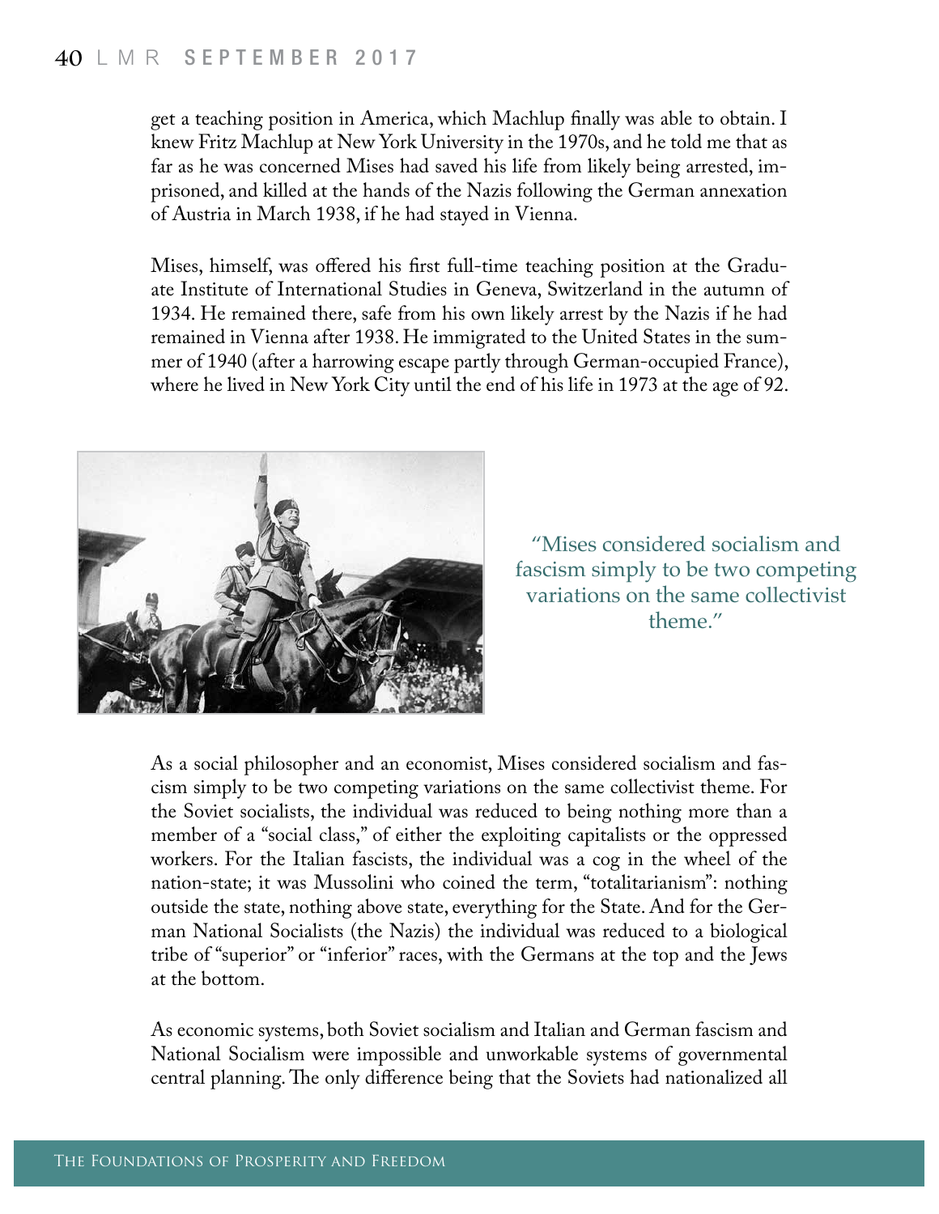get a teaching position in America, which Machlup finally was able to obtain. I knew Fritz Machlup at New York University in the 1970s, and he told me that as far as he was concerned Mises had saved his life from likely being arrested, imprisoned, and killed at the hands of the Nazis following the German annexation of Austria in March 1938, if he had stayed in Vienna.

Mises, himself, was offered his first full-time teaching position at the Graduate Institute of International Studies in Geneva, Switzerland in the autumn of 1934. He remained there, safe from his own likely arrest by the Nazis if he had remained in Vienna after 1938. He immigrated to the United States in the summer of 1940 (after a harrowing escape partly through German-occupied France), where he lived in New York City until the end of his life in 1973 at the age of 92.

"Mises considered socialism and fascism simply to be two competing variations on the same collectivist theme."

As a social philosopher and an economist, Mises considered socialism and fascism simply to be two competing variations on the same collectivist theme. For the Soviet socialists, the individual was reduced to being nothing more than a member of a "social class," of either the exploiting capitalists or the oppressed workers. For the Italian fascists, the individual was a cog in the wheel of the nation-state; it was Mussolini who coined the term, "totalitarianism": nothing outside the state, nothing above state, everything for the State. And for the German National Socialists (the Nazis) the individual was reduced to a biological tribe of "superior" or "inferior" races, with the Germans at the top and the Jews at the bottom.

As economic systems, both Soviet socialism and Italian and German fascism and National Socialism were impossible and unworkable systems of governmental central planning. The only difference being that the Soviets had nationalized all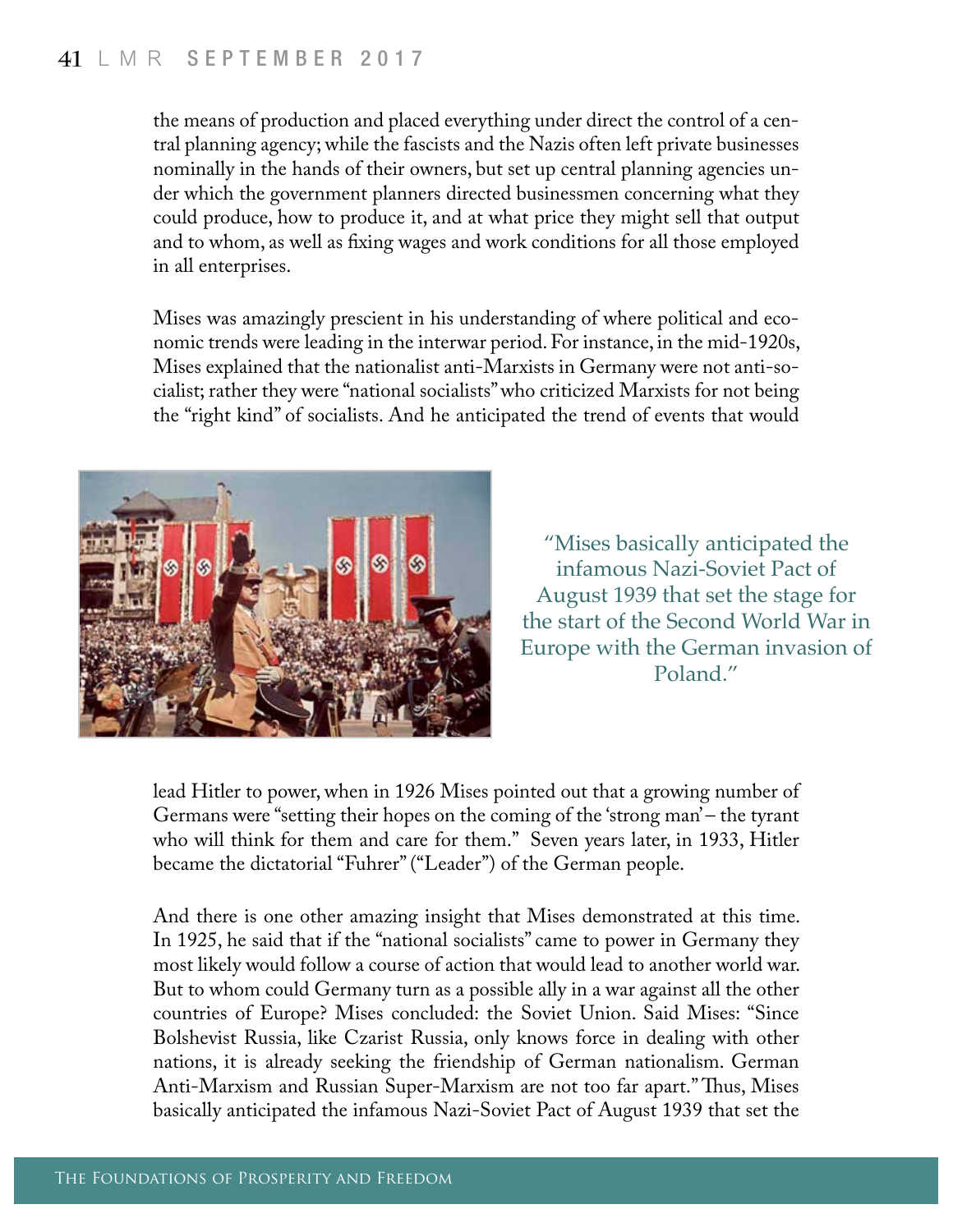the means of production and placed everything under direct the control of a central planning agency; while the fascists and the Nazis often left private businesses nominally in the hands of their owners, but set up central planning agencies under which the government planners directed businessmen concerning what they could produce, how to produce it, and at what price they might sell that output and to whom, as well as fixing wages and work conditions for all those employed in all enterprises.

Mises was amazingly prescient in his understanding of where political and economic trends were leading in the interwar period. For instance, in the mid-1920s, Mises explained that the nationalist anti-Marxists in Germany were not anti-socialist; rather they were "national socialists" who criticized Marxists for not being the "right kind" of socialists. And he anticipated the trend of events that would lead Hitler to power, when in 1926 Mises pointed out that a growing number of Germans were "setting their hopes on the coming of the 'strong man' – the tyrant who will think for them and care for them." Seven years later, in 1933, Hitler became the dictatorial "Fuhrer" ("Leader") of the German people.

> "Mises basically anticipated the infamous Nazi-Soviet Pact of August 1939 that set the stage for the start of the Second World War in Europe with the German invasion of Poland."

And there is one other amazing insight that Mises demonstrated at this time. In 1925, he said that if the "national socialists" came to power in Germany they most likely would follow a course of action that would lead to another world war. But to whom could Germany turn as a possible ally in a war against all the other countries of Europe? Mises concluded: the Soviet Union. Said Mises: "Since Bolshevist Russia, like Czarist Russia, only knows force in dealing with other nations, it is already seeking the friendship of German nationalism. German Anti-Marxism and Russian Super-Marxism are not too far apart." Thus, Mises basically anticipated the infamous Nazi-Soviet Pact of August 1939 that set the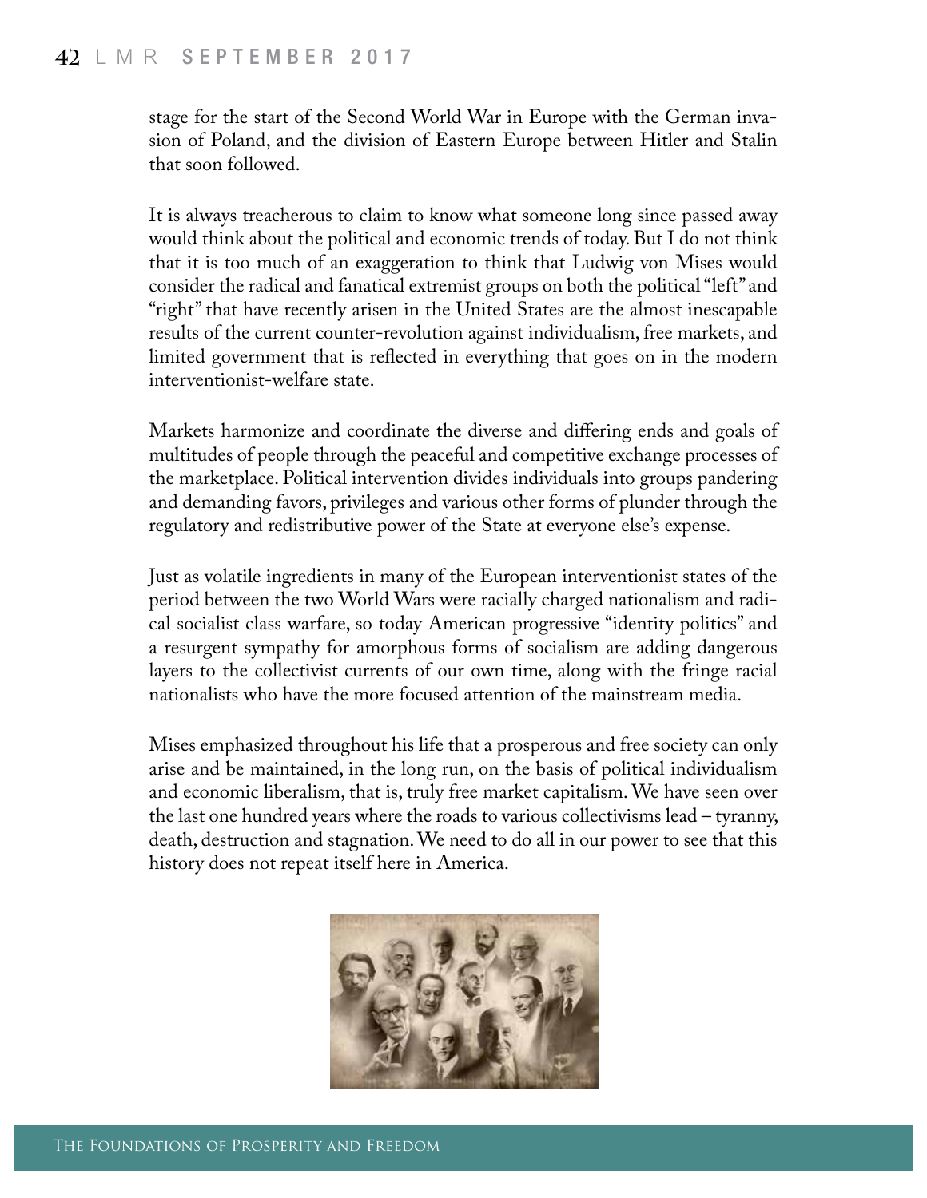stage for the start of the Second World War in Europe with the German invasion of Poland, and the division of Eastern Europe between Hitler and Stalin that soon followed.

It is always treacherous to claim to know what someone long since passed away would think about the political and economic trends of today. But I do not think that it is too much of an exaggeration to think that Ludwig von Mises would consider the radical and fanatical extremist groups on both the political "left" and "right" that have recently arisen in the United States are the almost inescapable results of the current counter-revolution against individualism, free markets, and limited government that is reflected in everything that goes on in the modern interventionist-welfare state.

Markets harmonize and coordinate the diverse and differing ends and goals of multitudes of people through the peaceful and competitive exchange processes of the marketplace. Political intervention divides individuals into groups pandering and demanding favors, privileges and various other forms of plunder through the regulatory and redistributive power of the State at everyone else's expense.

Just as volatile ingredients in many of the European interventionist states of the period between the two World Wars were racially charged nationalism and radical socialist class warfare, so today American progressive "identity politics" and a resurgent sympathy for amorphous forms of socialism are adding dangerous layers to the collectivist currents of our own time, along with the fringe racial nationalists who have the more focused attention of the mainstream media.

Mises emphasized throughout his life that a prosperous and free society can only arise and be maintained, in the long run, on the basis of political individualism and economic liberalism, that is, truly free market capitalism. We have seen over the last one hundred years where the roads to various collectivisms lead – tyranny, death, destruction and stagnation. We need to do all in our power to see that this history does not repeat itself here in America.